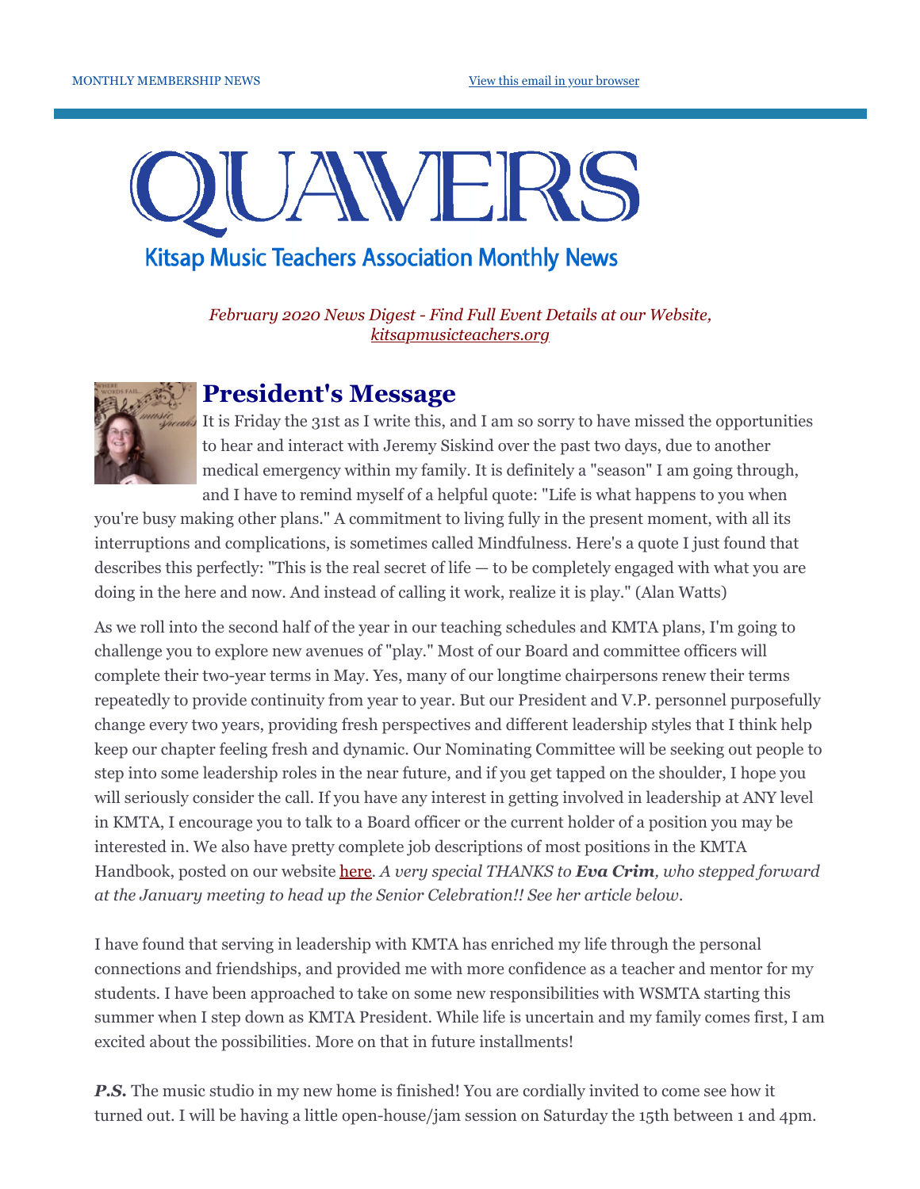MONTHLY MEMBERSHIP NEWS

View this email in your browser

# QUAVERS

## Kitsap Music Teachers Association Monthly News

*February 2020 News Digest - Find Full Event Details at our Website, kitsapmusicteachers.org*

## President's Message

It is Friday the 31st as I write this, and I am so sorry to have missed the opportunities to hear and interact with Jeremy Siskind over the past two days, due to another medical emergency within my family. It is definitely a "season" I am going through, and I have to remind myself of a helpful quote: "Life is what happens to you when you're busy making other plans." A commitment to living fully in the present moment, with all its interruptions and complications, is sometimes called Mindfulness. Here's a quote I just found that describes this perfectly: "This is the real secret of life — to be completely engaged with what you are doing in the here and now. And instead of calling it work, realize it is play." (Alan Watts)

As we roll into the second half of the year in our teaching schedules and KMTA plans, I'm going to challenge you to explore new avenues of "play." Most of our Board and committee officers will complete their two-year terms in May. Yes, many of our longtime chairpersons renew their terms repeatedly to provide continuity from year to year. But our President and V.P. personnel purposefully change every two years, providing fresh perspectives and different leadership styles that I think help keep our chapter feeling fresh and dynamic. Our Nominating Committee will be seeking out people to step into some leadership roles in the near future, and if you get tapped on the shoulder, I hope you will seriously consider the call. If you have any interest in getting involved in leadership at ANY level in KMTA, I encourage you to talk to a Board officer or the current holder of a position you may be interested in. We also have pretty complete job descriptions of most positions in the KMTA Handbook, posted on our website here. *A very special THANKS to **Eva Crim**, who stepped forward at the January meeting to head up the Senior Celebration!! See her article below.*

I have found that serving in leadership with KMTA has enriched my life through the personal connections and friendships, and provided me with more confidence as a teacher and mentor for my students. I have been approached to take on some new responsibilities with WSMTA starting this summer when I step down as KMTA President. While life is uncertain and my family comes first, I am excited about the possibilities. More on that in future installments!

***P.S.*** The music studio in my new home is finished! You are cordially invited to come see how it turned out. I will be having a little open-house/jam session on Saturday the 15th between 1 and 4pm.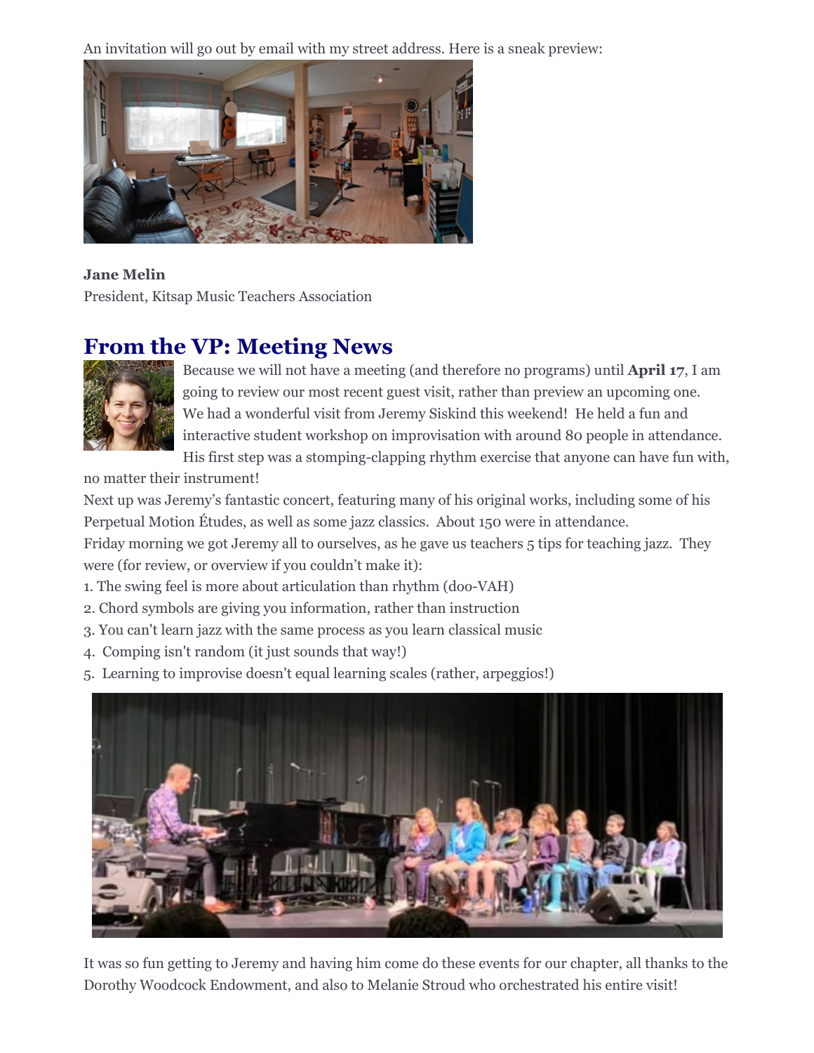An invitation will go out by email with my street address. Here is a sneak preview:

**Jane Melin**
President, Kitsap Music Teachers Association

## From the VP: Meeting News

Because we will not have a meeting (and therefore no programs) until **April 17**, I am going to review our most recent guest visit, rather than preview an upcoming one. We had a wonderful visit from Jeremy Siskind this weekend! He held a fun and interactive student workshop on improvisation with around 80 people in attendance. His first step was a stomping-clapping rhythm exercise that anyone can have fun with, no matter their instrument!

Next up was Jeremy's fantastic concert, featuring many of his original works, including some of his Perpetual Motion Études, as well as some jazz classics. About 150 were in attendance.

Friday morning we got Jeremy all to ourselves, as he gave us teachers 5 tips for teaching jazz. They were (for review, or overview if you couldn't make it):

1. The swing feel is more about articulation than rhythm (doo-VAH)
2. Chord symbols are giving you information, rather than instruction
3. You can't learn jazz with the same process as you learn classical music
4. Comping isn't random (it just sounds that way!)
5. Learning to improvise doesn't equal learning scales (rather, arpeggios!)

It was so fun getting to Jeremy and having him come do these events for our chapter, all thanks to the Dorothy Woodcock Endowment, and also to Melanie Stroud who orchestrated his entire visit!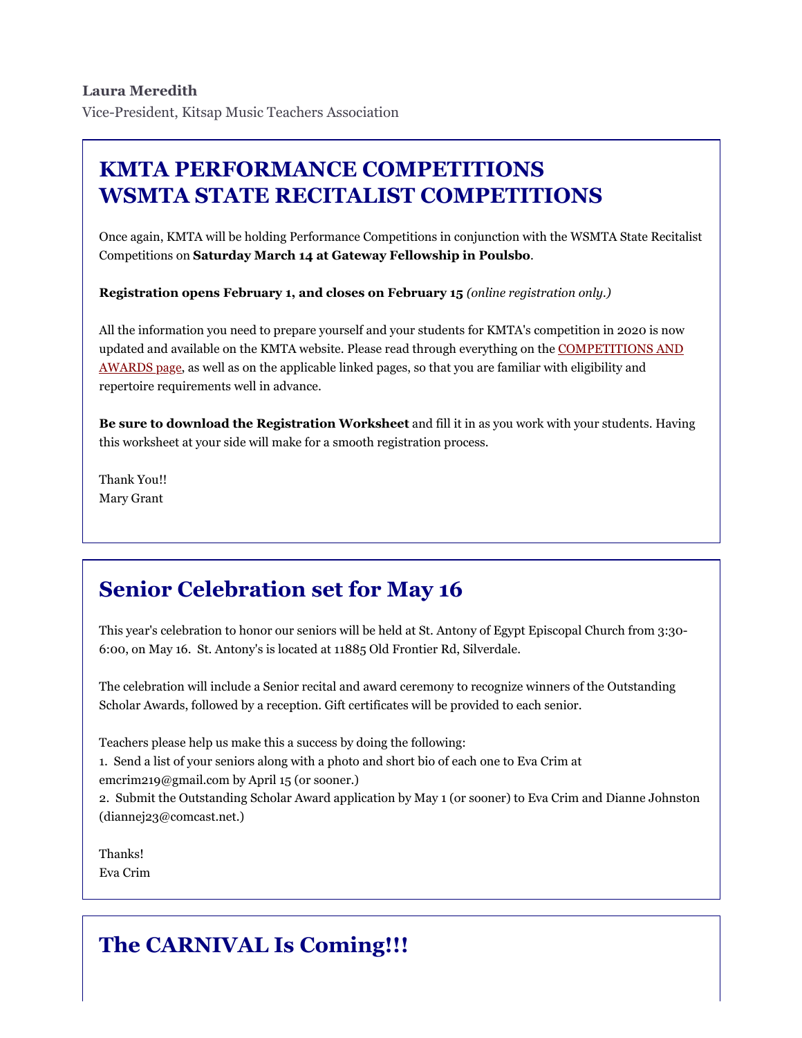**Laura Meredith**
Vice-President, Kitsap Music Teachers Association

## KMTA PERFORMANCE COMPETITIONS
## WSMTA STATE RECITALIST COMPETITIONS

Once again, KMTA will be holding Performance Competitions in conjunction with the WSMTA State Recitalist Competitions on **Saturday March 14 at Gateway Fellowship in Poulsbo**.

**Registration opens February 1, and closes on February 15** *(online registration only.)*

All the information you need to prepare yourself and your students for KMTA's competition in 2020 is now updated and available on the KMTA website. Please read through everything on the COMPETITIONS AND AWARDS page, as well as on the applicable linked pages, so that you are familiar with eligibility and repertoire requirements well in advance.

**Be sure to download the Registration Worksheet** and fill it in as you work with your students. Having this worksheet at your side will make for a smooth registration process.

Thank You!!
Mary Grant

## Senior Celebration set for May 16

This year's celebration to honor our seniors will be held at St. Antony of Egypt Episcopal Church from 3:30-6:00, on May 16. St. Antony's is located at 11885 Old Frontier Rd, Silverdale.

The celebration will include a Senior recital and award ceremony to recognize winners of the Outstanding Scholar Awards, followed by a reception. Gift certificates will be provided to each senior.

Teachers please help us make this a success by doing the following:
1. Send a list of your seniors along with a photo and short bio of each one to Eva Crim at emcrim219@gmail.com by April 15 (or sooner.)
2. Submit the Outstanding Scholar Award application by May 1 (or sooner) to Eva Crim and Dianne Johnston (diannej23@comcast.net.)

Thanks!
Eva Crim

## The CARNIVAL Is Coming!!!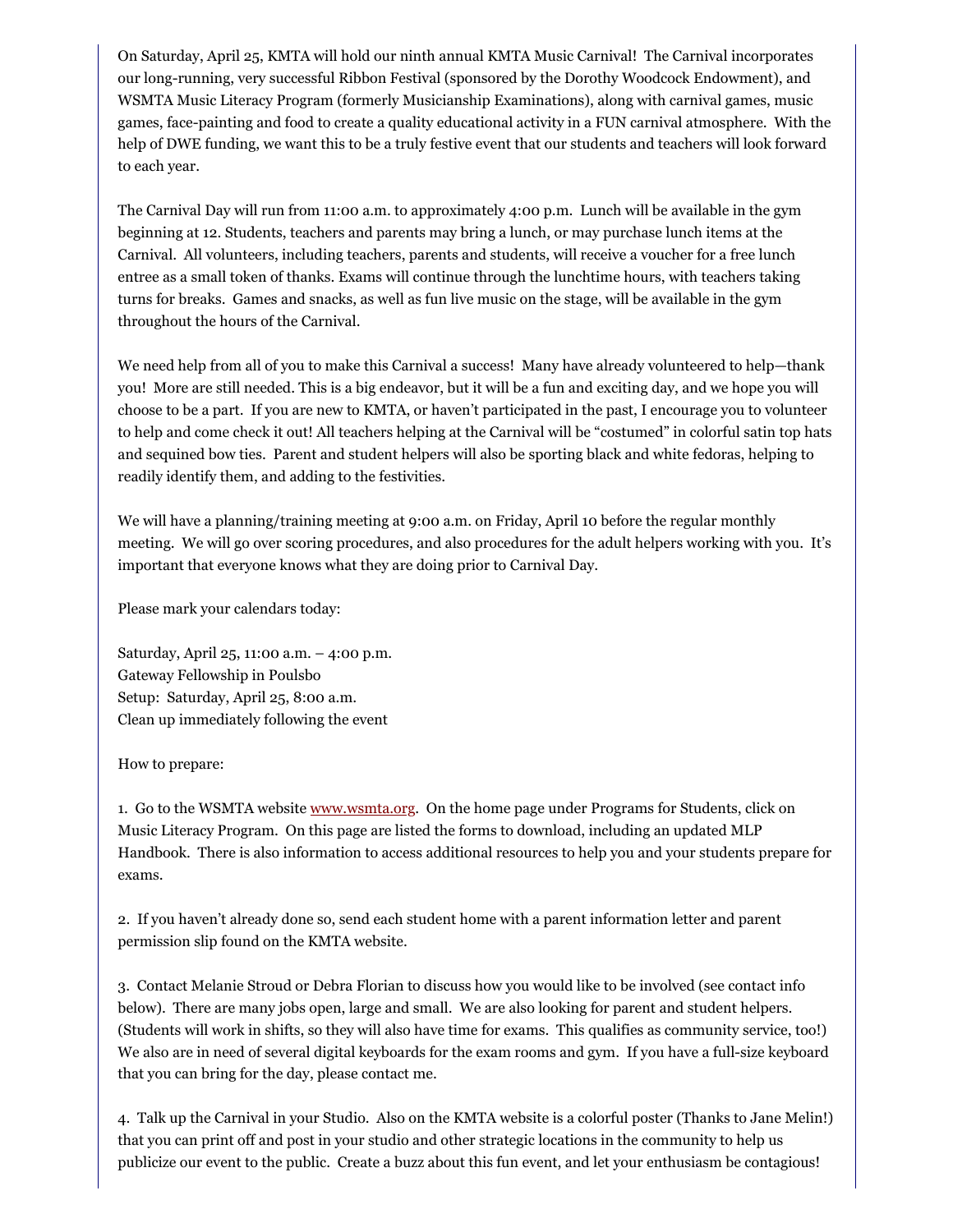On Saturday, April 25, KMTA will hold our ninth annual KMTA Music Carnival! The Carnival incorporates our long-running, very successful Ribbon Festival (sponsored by the Dorothy Woodcock Endowment), and WSMTA Music Literacy Program (formerly Musicianship Examinations), along with carnival games, music games, face-painting and food to create a quality educational activity in a FUN carnival atmosphere. With the help of DWE funding, we want this to be a truly festive event that our students and teachers will look forward to each year.

The Carnival Day will run from 11:00 a.m. to approximately 4:00 p.m. Lunch will be available in the gym beginning at 12. Students, teachers and parents may bring a lunch, or may purchase lunch items at the Carnival. All volunteers, including teachers, parents and students, will receive a voucher for a free lunch entree as a small token of thanks. Exams will continue through the lunchtime hours, with teachers taking turns for breaks. Games and snacks, as well as fun live music on the stage, will be available in the gym throughout the hours of the Carnival.

We need help from all of you to make this Carnival a success! Many have already volunteered to help—thank you! More are still needed. This is a big endeavor, but it will be a fun and exciting day, and we hope you will choose to be a part. If you are new to KMTA, or haven't participated in the past, I encourage you to volunteer to help and come check it out! All teachers helping at the Carnival will be "costumed" in colorful satin top hats and sequined bow ties. Parent and student helpers will also be sporting black and white fedoras, helping to readily identify them, and adding to the festivities.

We will have a planning/training meeting at 9:00 a.m. on Friday, April 10 before the regular monthly meeting. We will go over scoring procedures, and also procedures for the adult helpers working with you. It's important that everyone knows what they are doing prior to Carnival Day.

Please mark your calendars today:

Saturday, April 25, 11:00 a.m. – 4:00 p.m.
Gateway Fellowship in Poulsbo
Setup: Saturday, April 25, 8:00 a.m.
Clean up immediately following the event

How to prepare:

1. Go to the WSMTA website www.wsmta.org. On the home page under Programs for Students, click on Music Literacy Program. On this page are listed the forms to download, including an updated MLP Handbook. There is also information to access additional resources to help you and your students prepare for exams.

2. If you haven't already done so, send each student home with a parent information letter and parent permission slip found on the KMTA website.

3. Contact Melanie Stroud or Debra Florian to discuss how you would like to be involved (see contact info below). There are many jobs open, large and small. We are also looking for parent and student helpers. (Students will work in shifts, so they will also have time for exams. This qualifies as community service, too!) We also are in need of several digital keyboards for the exam rooms and gym. If you have a full-size keyboard that you can bring for the day, please contact me.

4. Talk up the Carnival in your Studio. Also on the KMTA website is a colorful poster (Thanks to Jane Melin!) that you can print off and post in your studio and other strategic locations in the community to help us publicize our event to the public. Create a buzz about this fun event, and let your enthusiasm be contagious!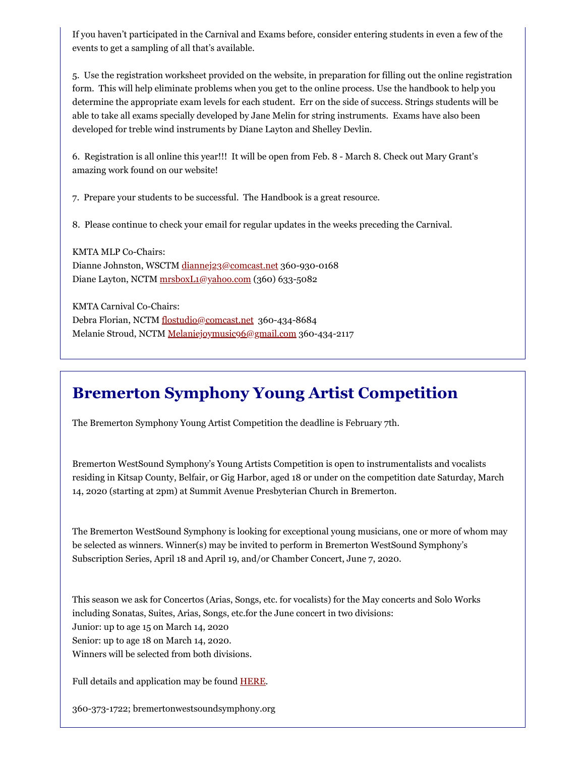If you haven't participated in the Carnival and Exams before, consider entering students in even a few of the events to get a sampling of all that's available.

5. Use the registration worksheet provided on the website, in preparation for filling out the online registration form. This will help eliminate problems when you get to the online process. Use the handbook to help you determine the appropriate exam levels for each student. Err on the side of success. Strings students will be able to take all exams specially developed by Jane Melin for string instruments. Exams have also been developed for treble wind instruments by Diane Layton and Shelley Devlin.

6. Registration is all online this year!!! It will be open from Feb. 8 - March 8. Check out Mary Grant's amazing work found on our website!

7. Prepare your students to be successful. The Handbook is a great resource.

8. Please continue to check your email for regular updates in the weeks preceding the Carnival.

KMTA MLP Co-Chairs:
Dianne Johnston, WSCTM [diannej23@comcast.net](mailto:diannej23@comcast.net) 360-930-0168
Diane Layton, NCTM [mrsboxL1@yahoo.com](mailto:mrsboxL1@yahoo.com) (360) 633-5082

KMTA Carnival Co-Chairs:
Debra Florian, NCTM [flostudio@comcast.net](mailto:flostudio@comcast.net) 360-434-8684
Melanie Stroud, NCTM [Melaniejoymusic96@gmail.com](mailto:Melaniejoymusic96@gmail.com) 360-434-2117

## Bremerton Symphony Young Artist Competition

The Bremerton Symphony Young Artist Competition the deadline is February 7th.

Bremerton WestSound Symphony's Young Artists Competition is open to instrumentalists and vocalists residing in Kitsap County, Belfair, or Gig Harbor, aged 18 or under on the competition date Saturday, March 14, 2020 (starting at 2pm) at Summit Avenue Presbyterian Church in Bremerton.

The Bremerton WestSound Symphony is looking for exceptional young musicians, one or more of whom may be selected as winners. Winner(s) may be invited to perform in Bremerton WestSound Symphony's Subscription Series, April 18 and April 19, and/or Chamber Concert, June 7, 2020.

This season we ask for Concertos (Arias, Songs, etc. for vocalists) for the May concerts and Solo Works including Sonatas, Suites, Arias, Songs, etc.for the June concert in two divisions:
Junior: up to age 15 on March 14, 2020
Senior: up to age 18 on March 14, 2020.
Winners will be selected from both divisions.

Full details and application may be found HERE.

360-373-1722; bremertonwestsoundsymphony.org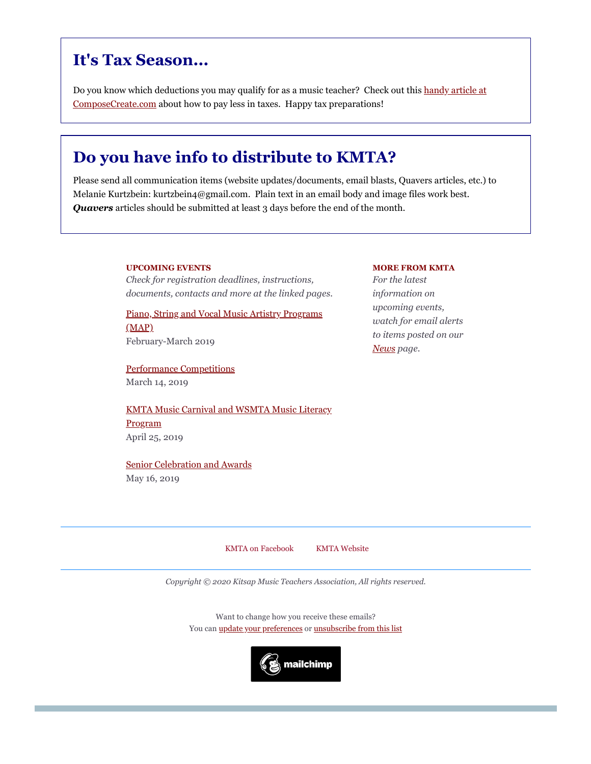## It's Tax Season...

Do you know which deductions you may qualify for as a music teacher? Check out this handy article at ComposeCreate.com about how to pay less in taxes. Happy tax preparations!

## Do you have info to distribute to KMTA?

Please send all communication items (website updates/documents, email blasts, Quavers articles, etc.) to Melanie Kurtzbein: kurtzbein4@gmail.com. Plain text in an email body and image files work best. ***Quavers*** articles should be submitted at least 3 days before the end of the month.

**UPCOMING EVENTS**

*Check for registration deadlines, instructions, documents, contacts and more at the linked pages.*

Piano, String and Vocal Music Artistry Programs (MAP)
February-March 2019

Performance Competitions
March 14, 2019

KMTA Music Carnival and WSMTA Music Literacy Program
April 25, 2019

Senior Celebration and Awards
May 16, 2019

**MORE FROM KMTA**

*For the latest information on upcoming events, watch for email alerts to items posted on our News page.*

KMTA on Facebook KMTA Website

*Copyright © 2020 Kitsap Music Teachers Association, All rights reserved.*

Want to change how you receive these emails?
You can update your preferences or unsubscribe from this list

mailchimp